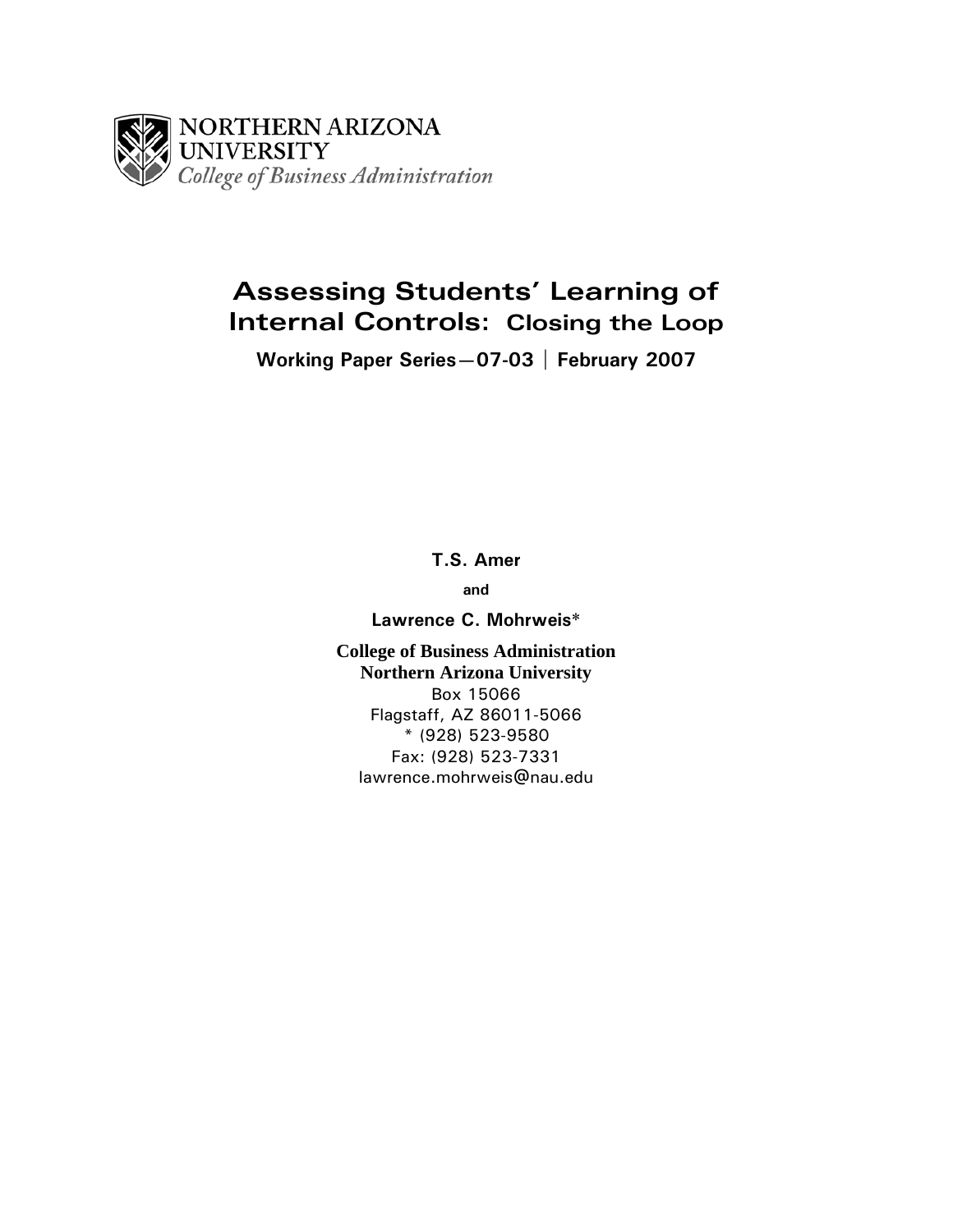NORTHERN ARIZONA UNIVERSITY
*College of Business Administration*

# Assessing Students' Learning of Internal Controls: Closing the Loop

**Working Paper Series—07-03 | February 2007**

**T.S. Amer**

**and**

**Lawrence C. Mohrweis***

**College of Business Administration**
**Northern Arizona University**
Box 15066
Flagstaff, AZ 86011-5066
* (928) 523-9580
Fax: (928) 523-7331
lawrence.mohrweis@nau.edu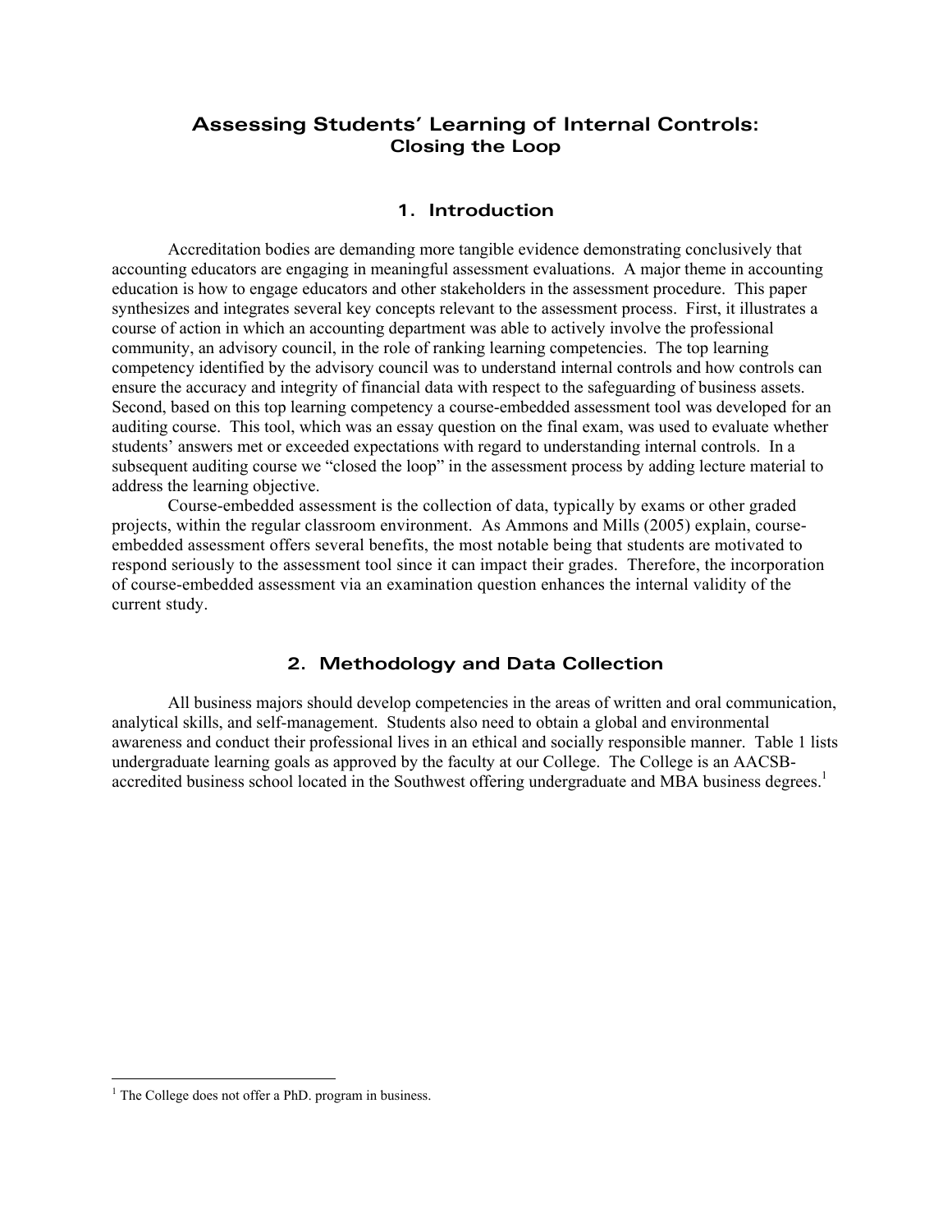# Assessing Students' Learning of Internal Controls: Closing the Loop

## 1. Introduction

Accreditation bodies are demanding more tangible evidence demonstrating conclusively that accounting educators are engaging in meaningful assessment evaluations. A major theme in accounting education is how to engage educators and other stakeholders in the assessment procedure. This paper synthesizes and integrates several key concepts relevant to the assessment process. First, it illustrates a course of action in which an accounting department was able to actively involve the professional community, an advisory council, in the role of ranking learning competencies. The top learning competency identified by the advisory council was to understand internal controls and how controls can ensure the accuracy and integrity of financial data with respect to the safeguarding of business assets. Second, based on this top learning competency a course-embedded assessment tool was developed for an auditing course. This tool, which was an essay question on the final exam, was used to evaluate whether students' answers met or exceeded expectations with regard to understanding internal controls. In a subsequent auditing course we "closed the loop" in the assessment process by adding lecture material to address the learning objective.

Course-embedded assessment is the collection of data, typically by exams or other graded projects, within the regular classroom environment. As Ammons and Mills (2005) explain, course-embedded assessment offers several benefits, the most notable being that students are motivated to respond seriously to the assessment tool since it can impact their grades. Therefore, the incorporation of course-embedded assessment via an examination question enhances the internal validity of the current study.

## 2. Methodology and Data Collection

All business majors should develop competencies in the areas of written and oral communication, analytical skills, and self-management. Students also need to obtain a global and environmental awareness and conduct their professional lives in an ethical and socially responsible manner. Table 1 lists undergraduate learning goals as approved by the faculty at our College. The College is an AACSB-accredited business school located in the Southwest offering undergraduate and MBA business degrees.[1]

[1] The College does not offer a PhD. program in business.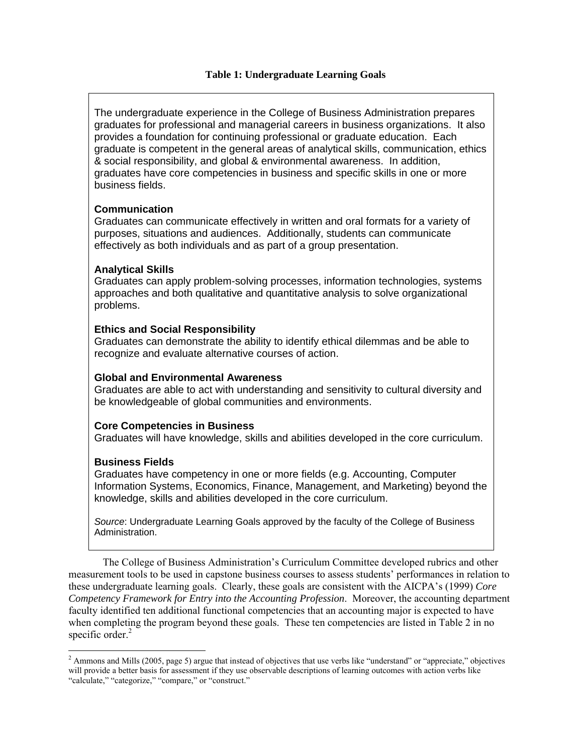**Table 1: Undergraduate Learning Goals**

The undergraduate experience in the College of Business Administration prepares graduates for professional and managerial careers in business organizations. It also provides a foundation for continuing professional or graduate education. Each graduate is competent in the general areas of analytical skills, communication, ethics & social responsibility, and global & environmental awareness. In addition, graduates have core competencies in business and specific skills in one or more business fields.

**Communication**
Graduates can communicate effectively in written and oral formats for a variety of purposes, situations and audiences. Additionally, students can communicate effectively as both individuals and as part of a group presentation.

**Analytical Skills**
Graduates can apply problem-solving processes, information technologies, systems approaches and both qualitative and quantitative analysis to solve organizational problems.

**Ethics and Social Responsibility**
Graduates can demonstrate the ability to identify ethical dilemmas and be able to recognize and evaluate alternative courses of action.

**Global and Environmental Awareness**
Graduates are able to act with understanding and sensitivity to cultural diversity and be knowledgeable of global communities and environments.

**Core Competencies in Business**
Graduates will have knowledge, skills and abilities developed in the core curriculum.

**Business Fields**
Graduates have competency in one or more fields (e.g. Accounting, Computer Information Systems, Economics, Finance, Management, and Marketing) beyond the knowledge, skills and abilities developed in the core curriculum.

*Source*: Undergraduate Learning Goals approved by the faculty of the College of Business Administration.

The College of Business Administration's Curriculum Committee developed rubrics and other measurement tools to be used in capstone business courses to assess students' performances in relation to these undergraduate learning goals. Clearly, these goals are consistent with the AICPA's (1999) *Core Competency Framework for Entry into the Accounting Profession*. Moreover, the accounting department faculty identified ten additional functional competencies that an accounting major is expected to have when completing the program beyond these goals. These ten competencies are listed in Table 2 in no specific order.[2]

[2] Ammons and Mills (2005, page 5) argue that instead of objectives that use verbs like "understand" or "appreciate," objectives will provide a better basis for assessment if they use observable descriptions of learning outcomes with action verbs like "calculate," "categorize," "compare," or "construct."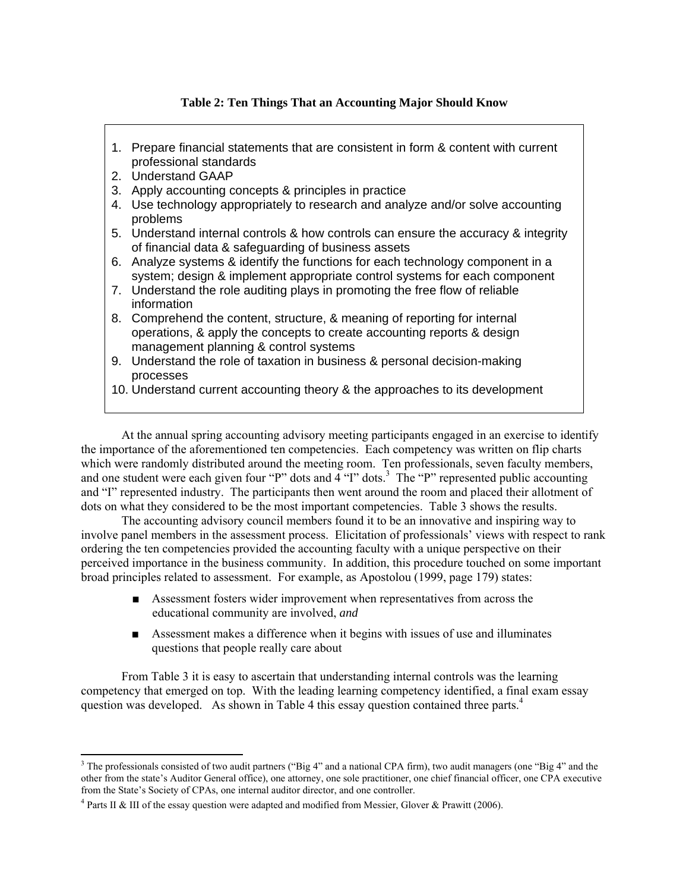**Table 2: Ten Things That an Accounting Major Should Know**

1. Prepare financial statements that are consistent in form & content with current professional standards
2. Understand GAAP
3. Apply accounting concepts & principles in practice
4. Use technology appropriately to research and analyze and/or solve accounting problems
5. Understand internal controls & how controls can ensure the accuracy & integrity of financial data & safeguarding of business assets
6. Analyze systems & identify the functions for each technology component in a system; design & implement appropriate control systems for each component
7. Understand the role auditing plays in promoting the free flow of reliable information
8. Comprehend the content, structure, & meaning of reporting for internal operations, & apply the concepts to create accounting reports & design management planning & control systems
9. Understand the role of taxation in business & personal decision-making processes
10. Understand current accounting theory & the approaches to its development

At the annual spring accounting advisory meeting participants engaged in an exercise to identify the importance of the aforementioned ten competencies. Each competency was written on flip charts which were randomly distributed around the meeting room. Ten professionals, seven faculty members, and one student were each given four "P" dots and 4 "I" dots.[3] The "P" represented public accounting and "I" represented industry. The participants then went around the room and placed their allotment of dots on what they considered to be the most important competencies. Table 3 shows the results.

The accounting advisory council members found it to be an innovative and inspiring way to involve panel members in the assessment process. Elicitation of professionals' views with respect to rank ordering the ten competencies provided the accounting faculty with a unique perspective on their perceived importance in the business community. In addition, this procedure touched on some important broad principles related to assessment. For example, as Apostolou (1999, page 179) states:

- Assessment fosters wider improvement when representatives from across the educational community are involved, *and*
- Assessment makes a difference when it begins with issues of use and illuminates questions that people really care about

From Table 3 it is easy to ascertain that understanding internal controls was the learning competency that emerged on top. With the leading learning competency identified, a final exam essay question was developed. As shown in Table 4 this essay question contained three parts.[4]

---

[3] The professionals consisted of two audit partners ("Big 4" and a national CPA firm), two audit managers (one "Big 4" and the other from the state's Auditor General office), one attorney, one sole practitioner, one chief financial officer, one CPA executive from the State's Society of CPAs, one internal auditor director, and one controller.

[4] Parts II & III of the essay question were adapted and modified from Messier, Glover & Prawitt (2006).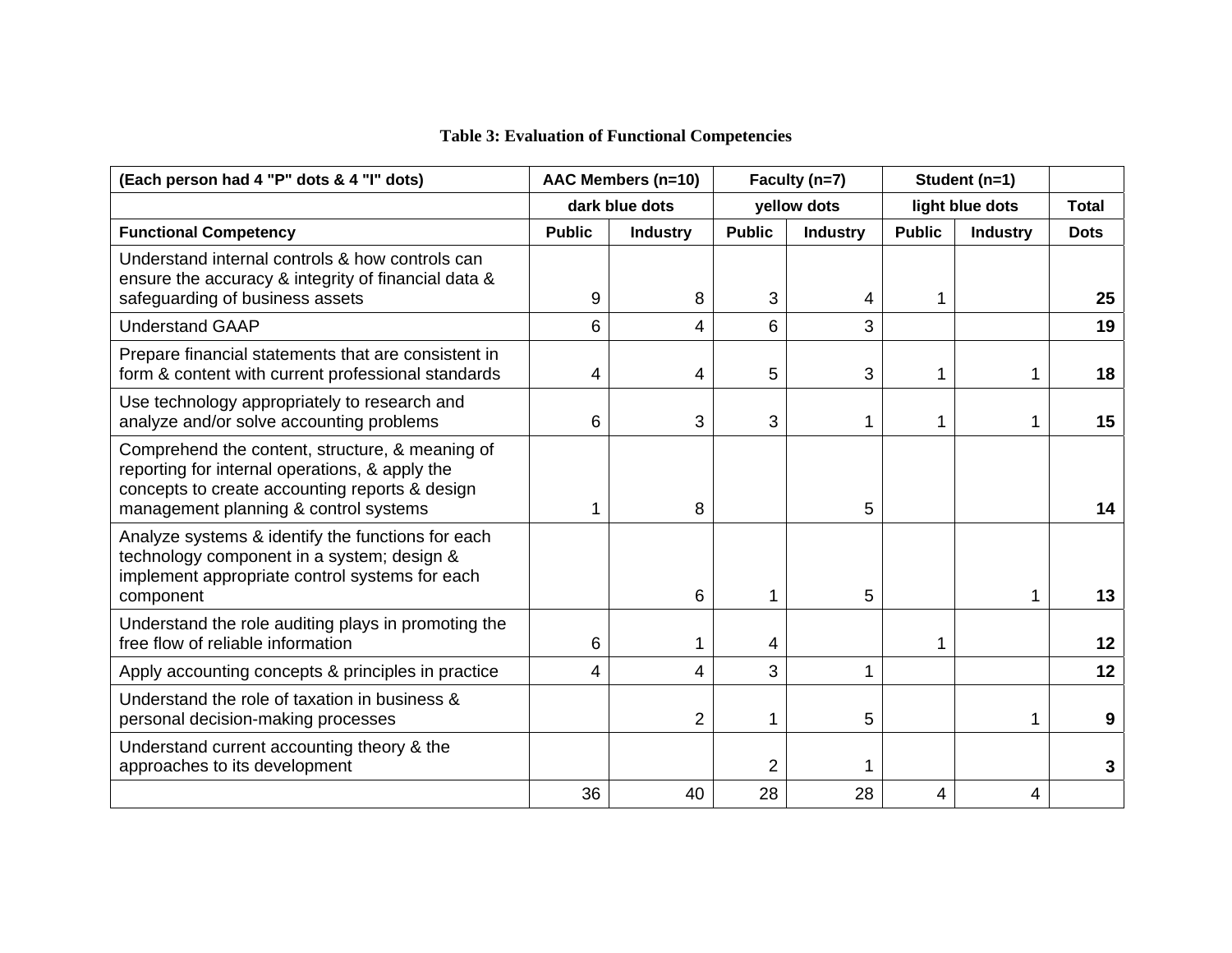**Table 3: Evaluation of Functional Competencies**

| (Each person had 4 "P" dots & 4 "I" dots) | AAC Members (n=10) | | Faculty (n=7) | | Student (n=1) | | |
|---|---|---|---|---|---|---|---|
| | dark blue dots | | yellow dots | | light blue dots | | Total |
| **Functional Competency** | **Public** | **Industry** | **Public** | **Industry** | **Public** | **Industry** | **Dots** |
| Understand internal controls & how controls can ensure the accuracy & integrity of financial data & safeguarding of business assets | 9 | 8 | 3 | 4 | 1 | | **25** |
| Understand GAAP | 6 | 4 | 6 | 3 | | | **19** |
| Prepare financial statements that are consistent in form & content with current professional standards | 4 | 4 | 5 | 3 | 1 | 1 | **18** |
| Use technology appropriately to research and analyze and/or solve accounting problems | 6 | 3 | 3 | 1 | 1 | 1 | **15** |
| Comprehend the content, structure, & meaning of reporting for internal operations, & apply the concepts to create accounting reports & design management planning & control systems | 1 | 8 | | 5 | | | **14** |
| Analyze systems & identify the functions for each technology component in a system; design & implement appropriate control systems for each component | | 6 | 1 | 5 | | 1 | **13** |
| Understand the role auditing plays in promoting the free flow of reliable information | 6 | 1 | 4 | | 1 | | **12** |
| Apply accounting concepts & principles in practice | 4 | 4 | 3 | 1 | | | **12** |
| Understand the role of taxation in business & personal decision-making processes | | 2 | 1 | 5 | | 1 | **9** |
| Understand current accounting theory & the approaches to its development | | | 2 | 1 | | | **3** |
| | 36 | 40 | 28 | 28 | 4 | 4 | |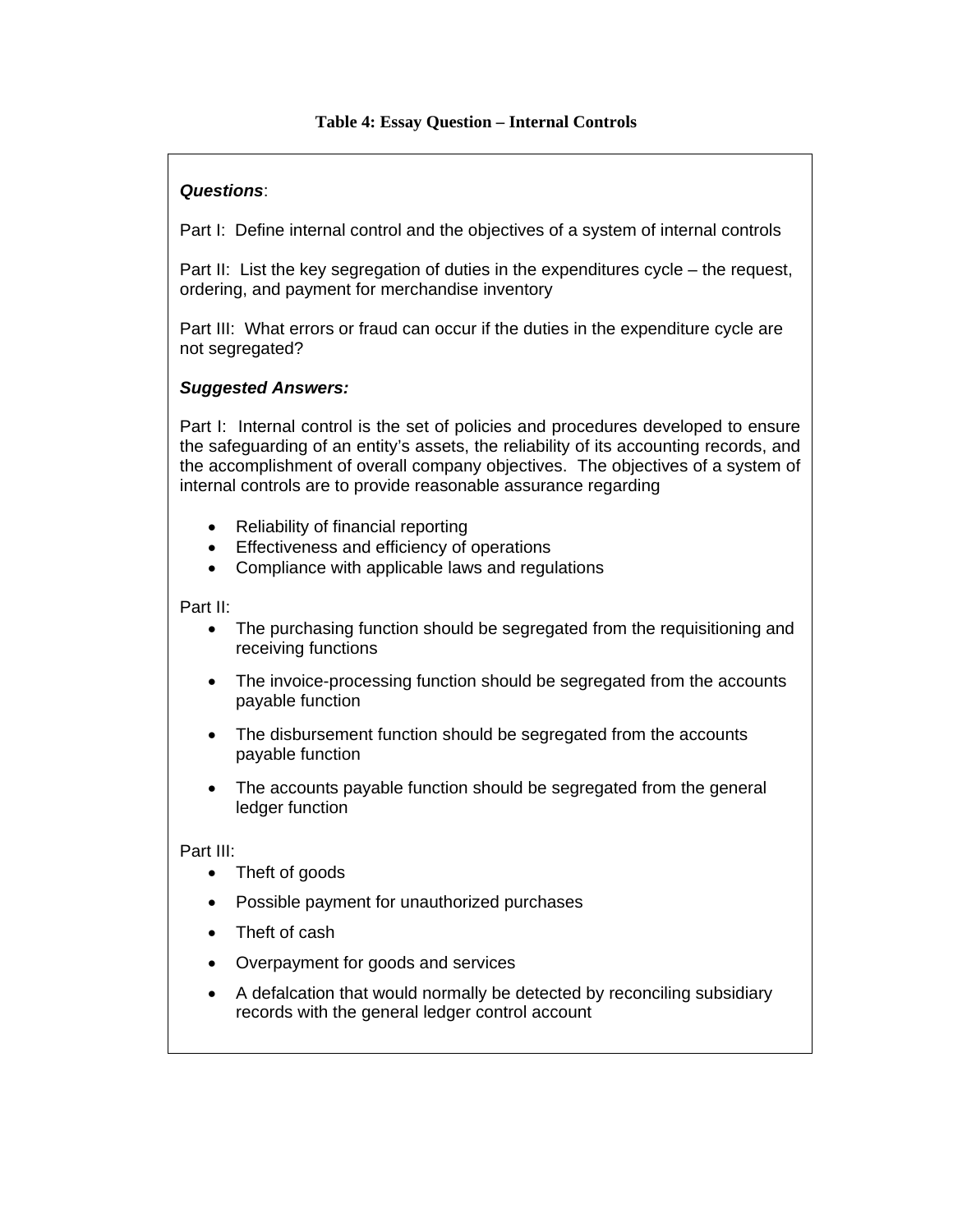**Table 4: Essay Question – Internal Controls**

***Questions***:

Part I: Define internal control and the objectives of a system of internal controls

Part II: List the key segregation of duties in the expenditures cycle – the request, ordering, and payment for merchandise inventory

Part III: What errors or fraud can occur if the duties in the expenditure cycle are not segregated?

***Suggested Answers:***

Part I: Internal control is the set of policies and procedures developed to ensure the safeguarding of an entity's assets, the reliability of its accounting records, and the accomplishment of overall company objectives. The objectives of a system of internal controls are to provide reasonable assurance regarding

- Reliability of financial reporting
- Effectiveness and efficiency of operations
- Compliance with applicable laws and regulations

Part II:

- The purchasing function should be segregated from the requisitioning and receiving functions
- The invoice-processing function should be segregated from the accounts payable function
- The disbursement function should be segregated from the accounts payable function
- The accounts payable function should be segregated from the general ledger function

Part III:

- Theft of goods
- Possible payment for unauthorized purchases
- Theft of cash
- Overpayment for goods and services
- A defalcation that would normally be detected by reconciling subsidiary records with the general ledger control account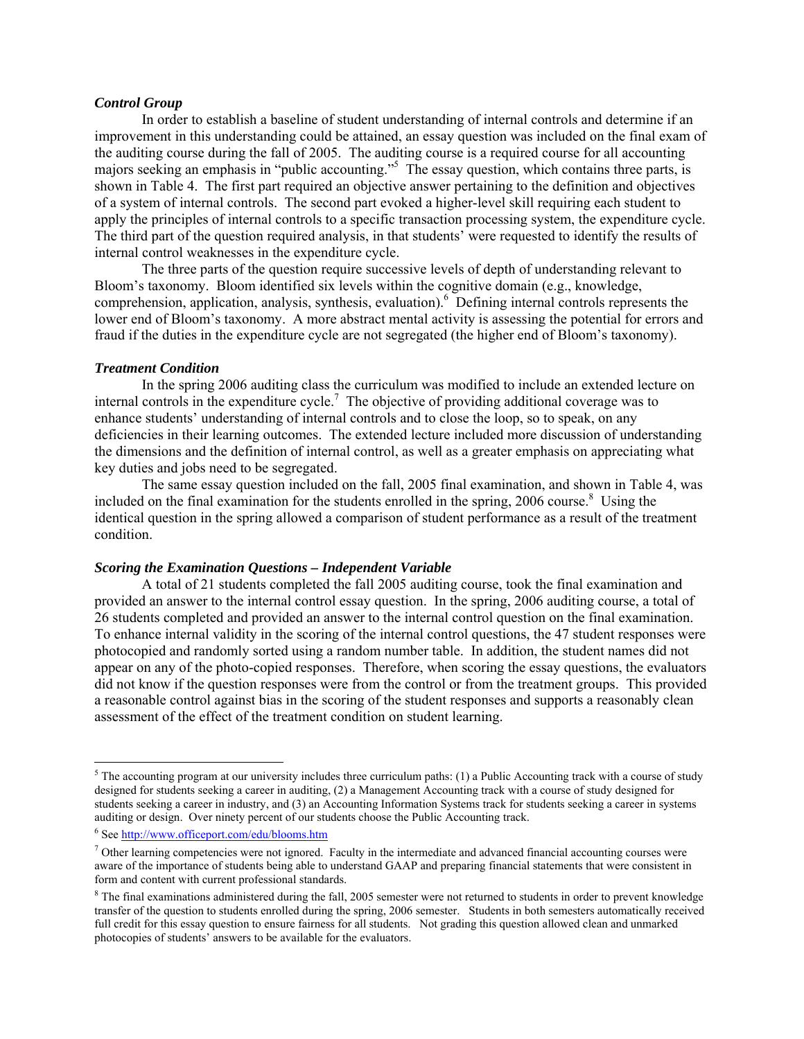### *Control Group*

In order to establish a baseline of student understanding of internal controls and determine if an improvement in this understanding could be attained, an essay question was included on the final exam of the auditing course during the fall of 2005. The auditing course is a required course for all accounting majors seeking an emphasis in "public accounting."[5] The essay question, which contains three parts, is shown in Table 4. The first part required an objective answer pertaining to the definition and objectives of a system of internal controls. The second part evoked a higher-level skill requiring each student to apply the principles of internal controls to a specific transaction processing system, the expenditure cycle. The third part of the question required analysis, in that students' were requested to identify the results of internal control weaknesses in the expenditure cycle.

The three parts of the question require successive levels of depth of understanding relevant to Bloom's taxonomy. Bloom identified six levels within the cognitive domain (e.g., knowledge, comprehension, application, analysis, synthesis, evaluation).[6] Defining internal controls represents the lower end of Bloom's taxonomy. A more abstract mental activity is assessing the potential for errors and fraud if the duties in the expenditure cycle are not segregated (the higher end of Bloom's taxonomy).

### *Treatment Condition*

In the spring 2006 auditing class the curriculum was modified to include an extended lecture on internal controls in the expenditure cycle.[7] The objective of providing additional coverage was to enhance students' understanding of internal controls and to close the loop, so to speak, on any deficiencies in their learning outcomes. The extended lecture included more discussion of understanding the dimensions and the definition of internal control, as well as a greater emphasis on appreciating what key duties and jobs need to be segregated.

The same essay question included on the fall, 2005 final examination, and shown in Table 4, was included on the final examination for the students enrolled in the spring, 2006 course.[8] Using the identical question in the spring allowed a comparison of student performance as a result of the treatment condition.

### *Scoring the Examination Questions – Independent Variable*

A total of 21 students completed the fall 2005 auditing course, took the final examination and provided an answer to the internal control essay question. In the spring, 2006 auditing course, a total of 26 students completed and provided an answer to the internal control question on the final examination. To enhance internal validity in the scoring of the internal control questions, the 47 student responses were photocopied and randomly sorted using a random number table. In addition, the student names did not appear on any of the photo-copied responses. Therefore, when scoring the essay questions, the evaluators did not know if the question responses were from the control or from the treatment groups. This provided a reasonable control against bias in the scoring of the student responses and supports a reasonably clean assessment of the effect of the treatment condition on student learning.

---

[5] The accounting program at our university includes three curriculum paths: (1) a Public Accounting track with a course of study designed for students seeking a career in auditing, (2) a Management Accounting track with a course of study designed for students seeking a career in industry, and (3) an Accounting Information Systems track for students seeking a career in systems auditing or design. Over ninety percent of our students choose the Public Accounting track.

[6] See http://www.officeport.com/edu/blooms.htm

[7] Other learning competencies were not ignored. Faculty in the intermediate and advanced financial accounting courses were aware of the importance of students being able to understand GAAP and preparing financial statements that were consistent in form and content with current professional standards.

[8] The final examinations administered during the fall, 2005 semester were not returned to students in order to prevent knowledge transfer of the question to students enrolled during the spring, 2006 semester. Students in both semesters automatically received full credit for this essay question to ensure fairness for all students. Not grading this question allowed clean and unmarked photocopies of students' answers to be available for the evaluators.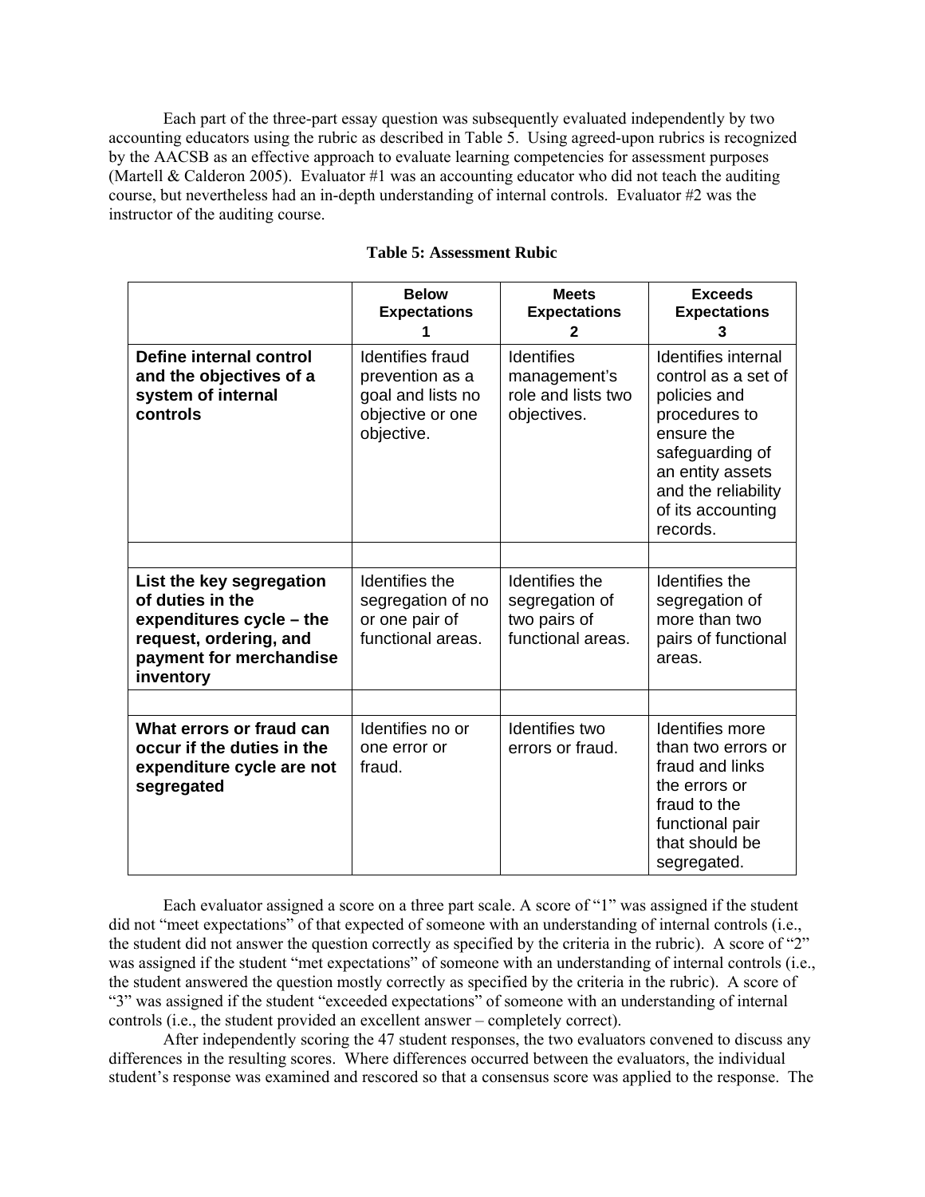Each part of the three-part essay question was subsequently evaluated independently by two accounting educators using the rubric as described in Table 5. Using agreed-upon rubrics is recognized by the AACSB as an effective approach to evaluate learning competencies for assessment purposes (Martell & Calderon 2005). Evaluator #1 was an accounting educator who did not teach the auditing course, but nevertheless had an in-depth understanding of internal controls. Evaluator #2 was the instructor of the auditing course.

**Table 5: Assessment Rubic**

| | **Below Expectations 1** | **Meets Expectations 2** | **Exceeds Expectations 3** |
|---|---|---|---|
| **Define internal control and the objectives of a system of internal controls** | Identifies fraud prevention as a goal and lists no objective or one objective. | Identifies management's role and lists two objectives. | Identifies internal control as a set of policies and procedures to ensure the safeguarding of an entity assets and the reliability of its accounting records. |
| | | | |
| **List the key segregation of duties in the expenditures cycle – the request, ordering, and payment for merchandise inventory** | Identifies the segregation of no or one pair of functional areas. | Identifies the segregation of two pairs of functional areas. | Identifies the segregation of more than two pairs of functional areas. |
| | | | |
| **What errors or fraud can occur if the duties in the expenditure cycle are not segregated** | Identifies no or one error or fraud. | Identifies two errors or fraud. | Identifies more than two errors or fraud and links the errors or fraud to the functional pair that should be segregated. |

Each evaluator assigned a score on a three part scale. A score of "1" was assigned if the student did not "meet expectations" of that expected of someone with an understanding of internal controls (i.e., the student did not answer the question correctly as specified by the criteria in the rubric). A score of "2" was assigned if the student "met expectations" of someone with an understanding of internal controls (i.e., the student answered the question mostly correctly as specified by the criteria in the rubric). A score of "3" was assigned if the student "exceeded expectations" of someone with an understanding of internal controls (i.e., the student provided an excellent answer – completely correct).

After independently scoring the 47 student responses, the two evaluators convened to discuss any differences in the resulting scores. Where differences occurred between the evaluators, the individual student's response was examined and rescored so that a consensus score was applied to the response. The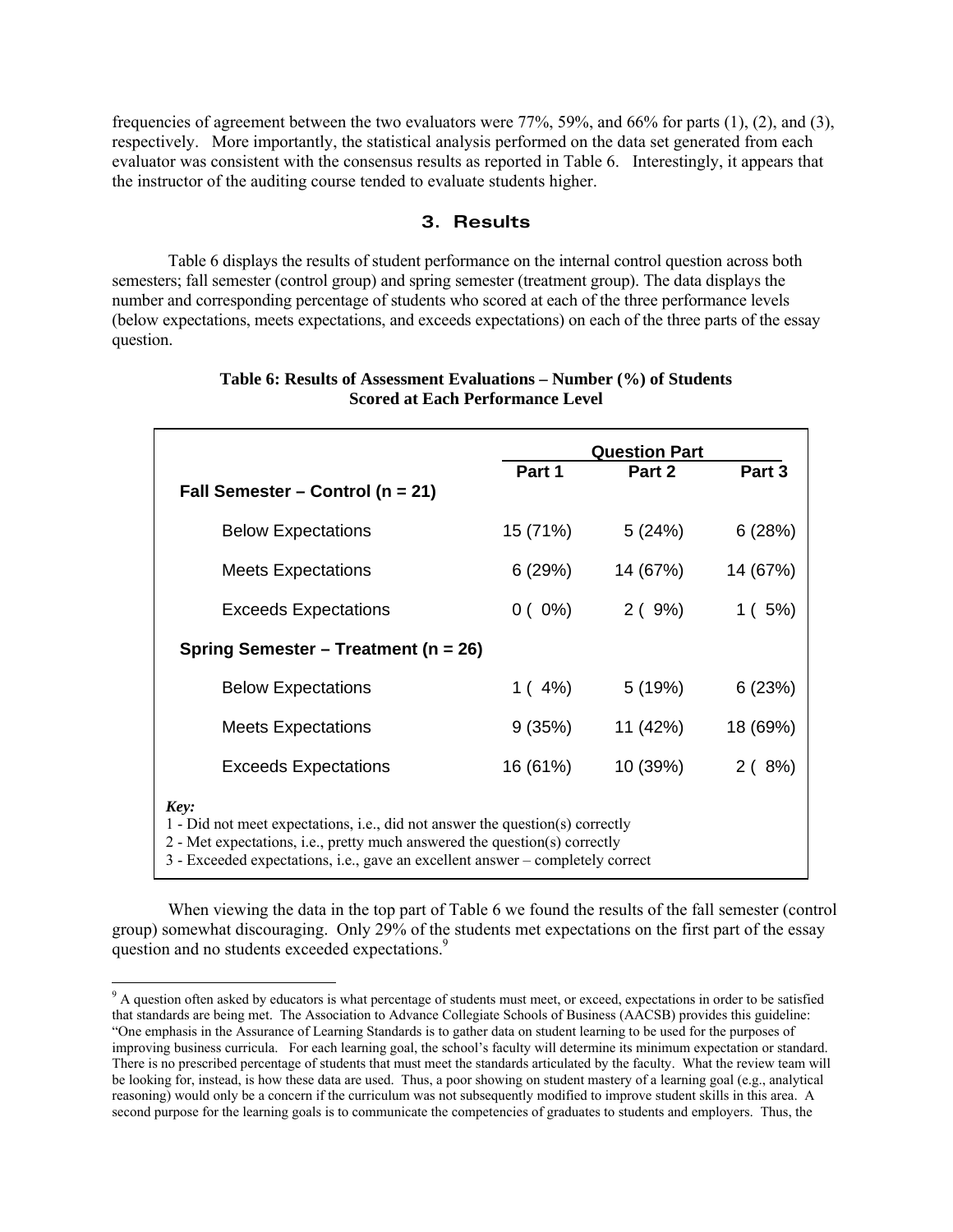frequencies of agreement between the two evaluators were 77%, 59%, and 66% for parts (1), (2), and (3), respectively. More importantly, the statistical analysis performed on the data set generated from each evaluator was consistent with the consensus results as reported in Table 6. Interestingly, it appears that the instructor of the auditing course tended to evaluate students higher.

## 3. Results

Table 6 displays the results of student performance on the internal control question across both semesters; fall semester (control group) and spring semester (treatment group). The data displays the number and corresponding percentage of students who scored at each of the three performance levels (below expectations, meets expectations, and exceeds expectations) on each of the three parts of the essay question.

**Table 6: Results of Assessment Evaluations – Number (%) of Students Scored at Each Performance Level**

| | Question Part | | |
|---|---|---|---|
| | **Part 1** | **Part 2** | **Part 3** |
| **Fall Semester – Control (n = 21)** | | | |
| Below Expectations | 15 (71%) | 5 (24%) | 6 (28%) |
| Meets Expectations | 6 (29%) | 14 (67%) | 14 (67%) |
| Exceeds Expectations | 0 ( 0%) | 2 ( 9%) | 1 ( 5%) |
| **Spring Semester – Treatment (n = 26)** | | | |
| Below Expectations | 1 ( 4%) | 5 (19%) | 6 (23%) |
| Meets Expectations | 9 (35%) | 11 (42%) | 18 (69%) |
| Exceeds Expectations | 16 (61%) | 10 (39%) | 2 ( 8%) |

***Key:***
1 - Did not meet expectations, i.e., did not answer the question(s) correctly
2 - Met expectations, i.e., pretty much answered the question(s) correctly
3 - Exceeded expectations, i.e., gave an excellent answer – completely correct

When viewing the data in the top part of Table 6 we found the results of the fall semester (control group) somewhat discouraging. Only 29% of the students met expectations on the first part of the essay question and no students exceeded expectations.[9]

[9] A question often asked by educators is what percentage of students must meet, or exceed, expectations in order to be satisfied that standards are being met. The Association to Advance Collegiate Schools of Business (AACSB) provides this guideline: "One emphasis in the Assurance of Learning Standards is to gather data on student learning to be used for the purposes of improving business curricula. For each learning goal, the school's faculty will determine its minimum expectation or standard. There is no prescribed percentage of students that must meet the standards articulated by the faculty. What the review team will be looking for, instead, is how these data are used. Thus, a poor showing on student mastery of a learning goal (e.g., analytical reasoning) would only be a concern if the curriculum was not subsequently modified to improve student skills in this area. A second purpose for the learning goals is to communicate the competencies of graduates to students and employers. Thus, the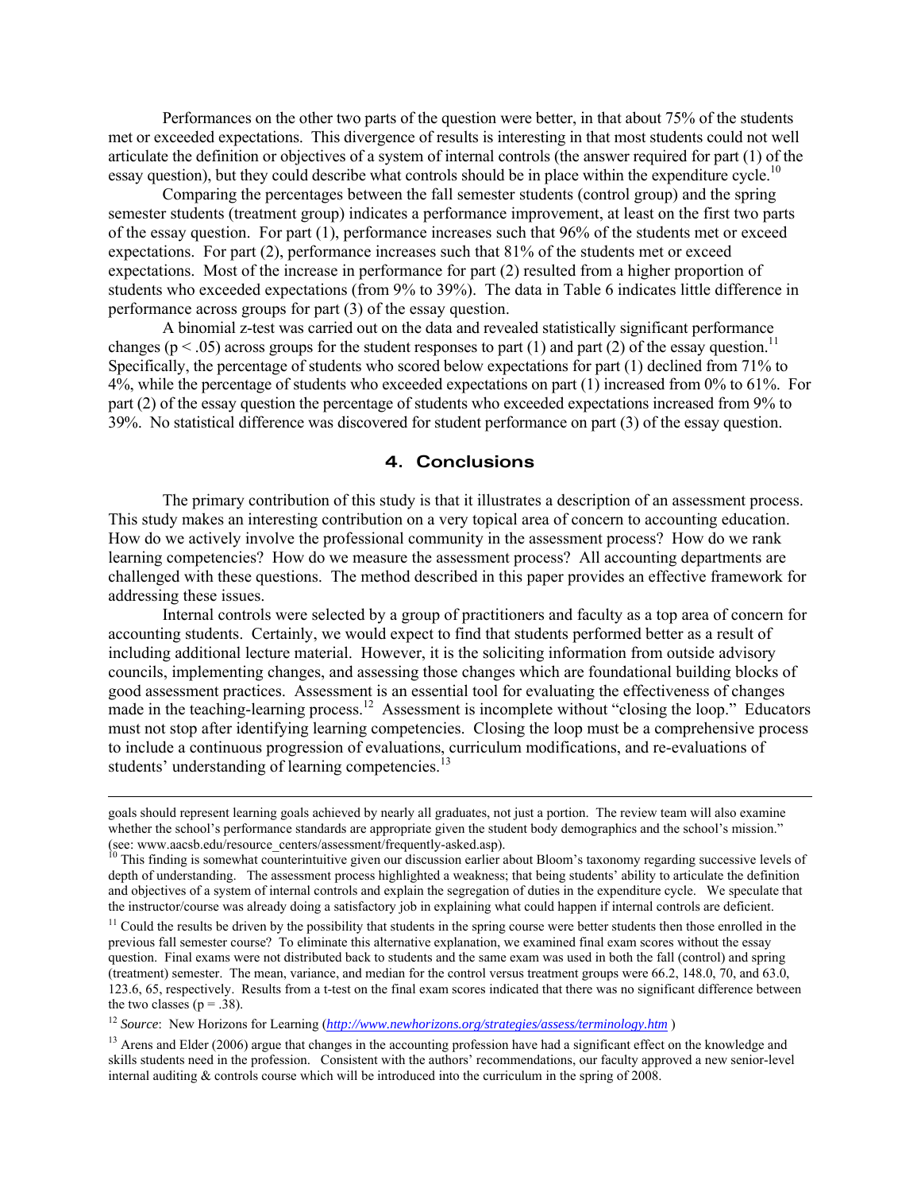Performances on the other two parts of the question were better, in that about 75% of the students met or exceeded expectations. This divergence of results is interesting in that most students could not well articulate the definition or objectives of a system of internal controls (the answer required for part (1) of the essay question), but they could describe what controls should be in place within the expenditure cycle.[10]

Comparing the percentages between the fall semester students (control group) and the spring semester students (treatment group) indicates a performance improvement, at least on the first two parts of the essay question. For part (1), performance increases such that 96% of the students met or exceed expectations. For part (2), performance increases such that 81% of the students met or exceed expectations. Most of the increase in performance for part (2) resulted from a higher proportion of students who exceeded expectations (from 9% to 39%). The data in Table 6 indicates little difference in performance across groups for part (3) of the essay question.

A binomial z-test was carried out on the data and revealed statistically significant performance changes ($p < .05$) across groups for the student responses to part (1) and part (2) of the essay question.[11] Specifically, the percentage of students who scored below expectations for part (1) declined from 71% to 4%, while the percentage of students who exceeded expectations on part (1) increased from 0% to 61%. For part (2) of the essay question the percentage of students who exceeded expectations increased from 9% to 39%. No statistical difference was discovered for student performance on part (3) of the essay question.

## 4. Conclusions

The primary contribution of this study is that it illustrates a description of an assessment process. This study makes an interesting contribution on a very topical area of concern to accounting education. How do we actively involve the professional community in the assessment process? How do we rank learning competencies? How do we measure the assessment process? All accounting departments are challenged with these questions. The method described in this paper provides an effective framework for addressing these issues.

Internal controls were selected by a group of practitioners and faculty as a top area of concern for accounting students. Certainly, we would expect to find that students performed better as a result of including additional lecture material. However, it is the soliciting information from outside advisory councils, implementing changes, and assessing those changes which are foundational building blocks of good assessment practices. Assessment is an essential tool for evaluating the effectiveness of changes made in the teaching-learning process.[12] Assessment is incomplete without "closing the loop." Educators must not stop after identifying learning competencies. Closing the loop must be a comprehensive process to include a continuous progression of evaluations, curriculum modifications, and re-evaluations of students' understanding of learning competencies.[13]

---

goals should represent learning goals achieved by nearly all graduates, not just a portion. The review team will also examine whether the school's performance standards are appropriate given the student body demographics and the school's mission." (see: www.aacsb.edu/resource_centers/assessment/frequently-asked.asp).

[10] This finding is somewhat counterintuitive given our discussion earlier about Bloom's taxonomy regarding successive levels of depth of understanding. The assessment process highlighted a weakness; that being students' ability to articulate the definition and objectives of a system of internal controls and explain the segregation of duties in the expenditure cycle. We speculate that the instructor/course was already doing a satisfactory job in explaining what could happen if internal controls are deficient.

[11] Could the results be driven by the possibility that students in the spring course were better students then those enrolled in the previous fall semester course? To eliminate this alternative explanation, we examined final exam scores without the essay question. Final exams were not distributed back to students and the same exam was used in both the fall (control) and spring (treatment) semester. The mean, variance, and median for the control versus treatment groups were 66.2, 148.0, 70, and 63.0, 123.6, 65, respectively. Results from a t-test on the final exam scores indicated that there was no significant difference between the two classes ($p = .38$).

[12] *Source*: New Horizons for Learning (*http://www.newhorizons.org/strategies/assess/terminology.htm* )

[13] Arens and Elder (2006) argue that changes in the accounting profession have had a significant effect on the knowledge and skills students need in the profession. Consistent with the authors' recommendations, our faculty approved a new senior-level internal auditing & controls course which will be introduced into the curriculum in the spring of 2008.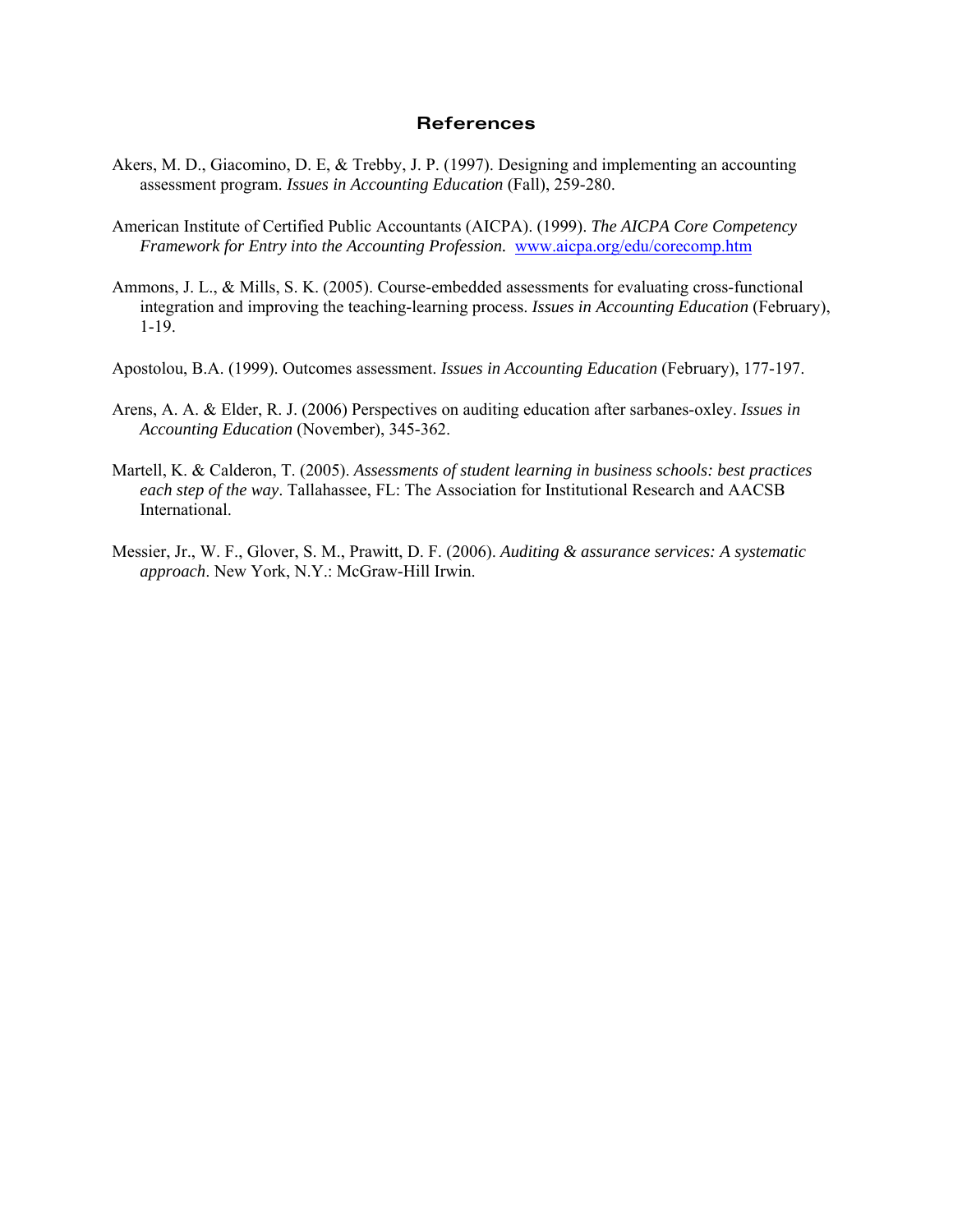## References

Akers, M. D., Giacomino, D. E, & Trebby, J. P. (1997). Designing and implementing an accounting assessment program. *Issues in Accounting Education* (Fall), 259-280.

American Institute of Certified Public Accountants (AICPA). (1999). *The AICPA Core Competency Framework for Entry into the Accounting Profession.* www.aicpa.org/edu/corecomp.htm

Ammons, J. L., & Mills, S. K. (2005). Course-embedded assessments for evaluating cross-functional integration and improving the teaching-learning process. *Issues in Accounting Education* (February), 1-19.

Apostolou, B.A. (1999). Outcomes assessment. *Issues in Accounting Education* (February), 177-197.

Arens, A. A. & Elder, R. J. (2006) Perspectives on auditing education after sarbanes-oxley. *Issues in Accounting Education* (November), 345-362.

Martell, K. & Calderon, T. (2005). *Assessments of student learning in business schools: best practices each step of the way*. Tallahassee, FL: The Association for Institutional Research and AACSB International.

Messier, Jr., W. F., Glover, S. M., Prawitt, D. F. (2006). *Auditing & assurance services: A systematic approach*. New York, N.Y.: McGraw-Hill Irwin.